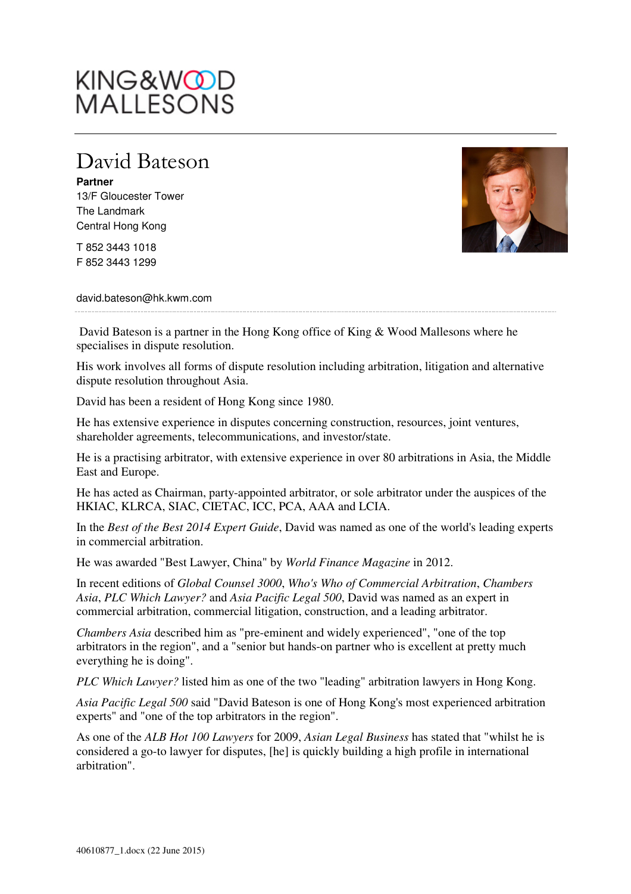KING&WOOD MALLESONS

# David Bateson

**Partner**
13/F Gloucester Tower
The Landmark
Central Hong Kong

T 852 3443 1018
F 852 3443 1299

david.bateson@hk.kwm.com

David Bateson is a partner in the Hong Kong office of King & Wood Mallesons where he specialises in dispute resolution.

His work involves all forms of dispute resolution including arbitration, litigation and alternative dispute resolution throughout Asia.

David has been a resident of Hong Kong since 1980.

He has extensive experience in disputes concerning construction, resources, joint ventures, shareholder agreements, telecommunications, and investor/state.

He is a practising arbitrator, with extensive experience in over 80 arbitrations in Asia, the Middle East and Europe.

He has acted as Chairman, party-appointed arbitrator, or sole arbitrator under the auspices of the HKIAC, KLRCA, SIAC, CIETAC, ICC, PCA, AAA and LCIA.

In the *Best of the Best 2014 Expert Guide*, David was named as one of the world's leading experts in commercial arbitration.

He was awarded "Best Lawyer, China" by *World Finance Magazine* in 2012.

In recent editions of *Global Counsel 3000*, *Who's Who of Commercial Arbitration*, *Chambers Asia*, *PLC Which Lawyer?* and *Asia Pacific Legal 500*, David was named as an expert in commercial arbitration, commercial litigation, construction, and a leading arbitrator.

*Chambers Asia* described him as "pre-eminent and widely experienced", "one of the top arbitrators in the region", and a "senior but hands-on partner who is excellent at pretty much everything he is doing".

*PLC Which Lawyer?* listed him as one of the two "leading" arbitration lawyers in Hong Kong.

*Asia Pacific Legal 500* said "David Bateson is one of Hong Kong's most experienced arbitration experts" and "one of the top arbitrators in the region".

As one of the *ALB Hot 100 Lawyers* for 2009, *Asian Legal Business* has stated that "whilst he is considered a go-to lawyer for disputes, [he] is quickly building a high profile in international arbitration".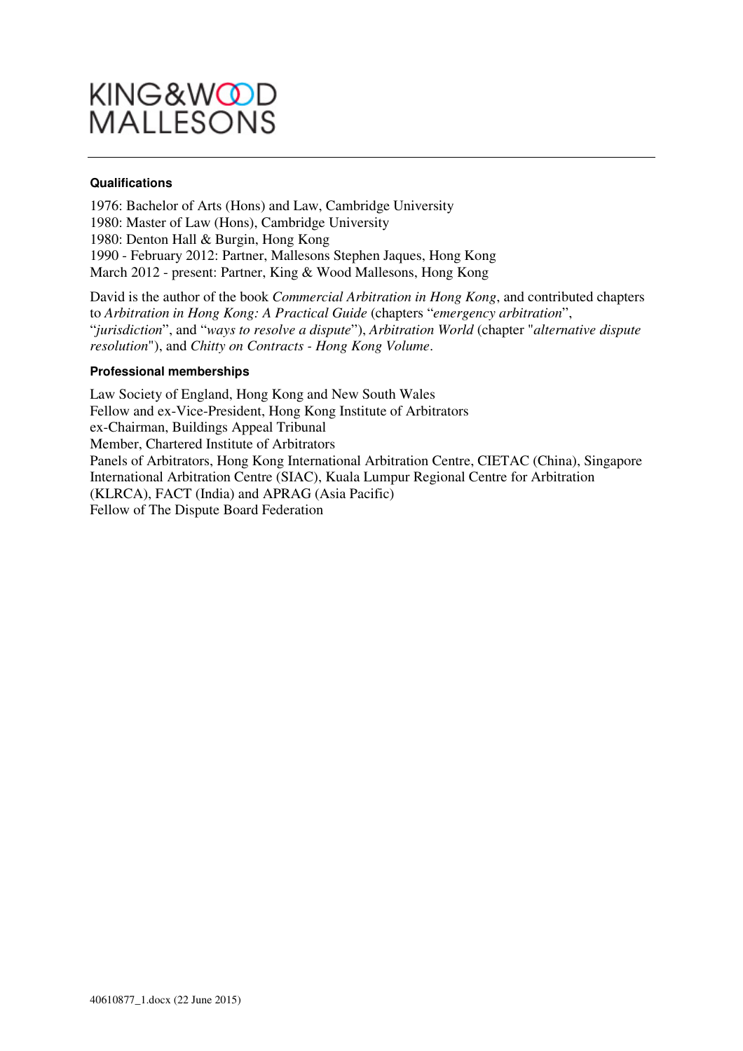KING&WOOD
MALLESONS

#### Qualifications

1976: Bachelor of Arts (Hons) and Law, Cambridge University
1980: Master of Law (Hons), Cambridge University
1980: Denton Hall & Burgin, Hong Kong
1990 - February 2012: Partner, Mallesons Stephen Jaques, Hong Kong
March 2012 - present: Partner, King & Wood Mallesons, Hong Kong

David is the author of the book *Commercial Arbitration in Hong Kong*, and contributed chapters to *Arbitration in Hong Kong: A Practical Guide* (chapters "*emergency arbitration*", "*jurisdiction*", and "*ways to resolve a dispute*"), *Arbitration World* (chapter "*alternative dispute resolution*"), and *Chitty on Contracts - Hong Kong Volume*.

#### Professional memberships

Law Society of England, Hong Kong and New South Wales
Fellow and ex-Vice-President, Hong Kong Institute of Arbitrators
ex-Chairman, Buildings Appeal Tribunal
Member, Chartered Institute of Arbitrators
Panels of Arbitrators, Hong Kong International Arbitration Centre, CIETAC (China), Singapore International Arbitration Centre (SIAC), Kuala Lumpur Regional Centre for Arbitration (KLRCA), FACT (India) and APRAG (Asia Pacific)
Fellow of The Dispute Board Federation

40610877_1.docx (22 June 2015)